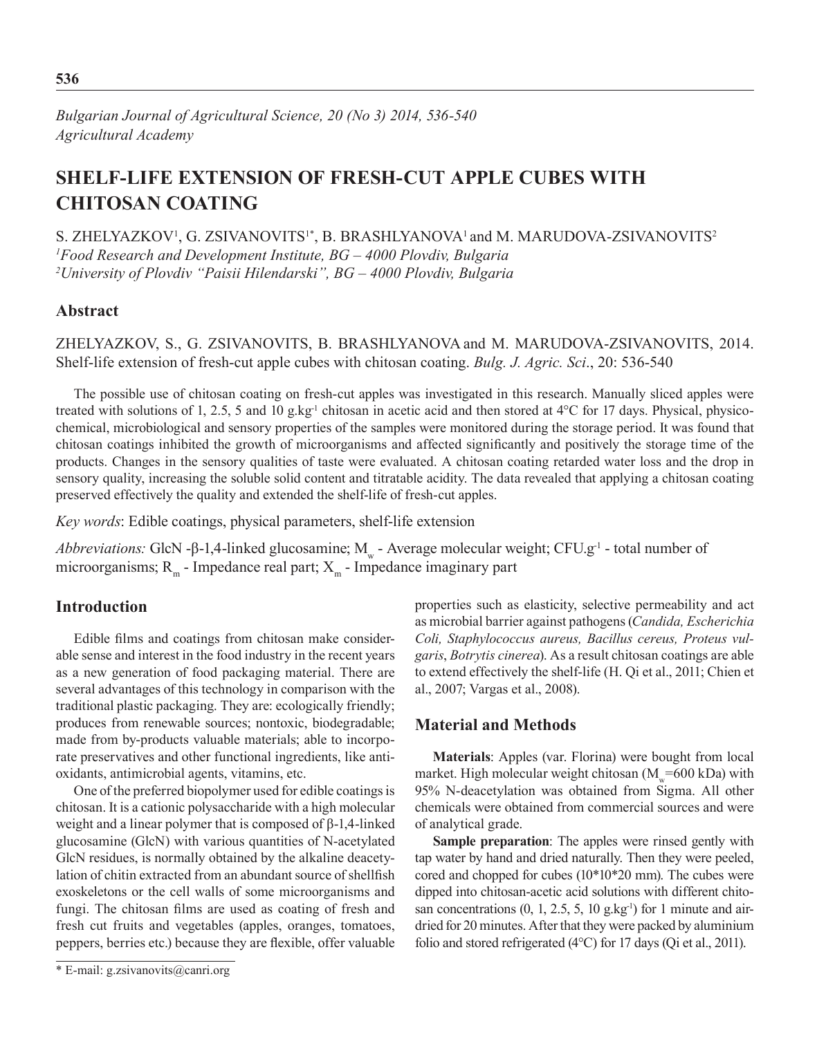*Bulgarian Journal of Agricultural Science, 20 (No 3) 2014, 536-540*
*Agricultural Academy*

# SHELF-LIFE EXTENSION OF FRESH-CUT APPLE CUBES WITH CHITOSAN COATING

S. ZHELYAZKOV[1], G. ZSIVANOVITS[1*], B. BRASHLYANOVA[1] and M. MARUDOVA-ZSIVANOVITS[2]

[1]*Food Research and Development Institute, BG – 4000 Plovdiv, Bulgaria*
[2]*University of Plovdiv "Paisii Hilendarski", BG – 4000 Plovdiv, Bulgaria*

## Abstract

ZHELYAZKOV, S., G. ZSIVANOVITS, B. BRASHLYANOVA and M. MARUDOVA-ZSIVANOVITS, 2014. Shelf-life extension of fresh-cut apple cubes with chitosan coating. *Bulg. J. Agric. Sci*., 20: 536-540

The possible use of chitosan coating on fresh-cut apples was investigated in this research. Manually sliced apples were treated with solutions of 1, 2.5, 5 and 10 $g.kg^{-1}$ chitosan in acetic acid and then stored at 4°C for 17 days. Physical, physicochemical, microbiological and sensory properties of the samples were monitored during the storage period. It was found that chitosan coatings inhibited the growth of microorganisms and affected significantly and positively the storage time of the products. Changes in the sensory qualities of taste were evaluated. A chitosan coating retarded water loss and the drop in sensory quality, increasing the soluble solid content and titratable acidity. The data revealed that applying a chitosan coating preserved effectively the quality and extended the shelf-life of fresh-cut apples.

*Key words*: Edible coatings, physical parameters, shelf-life extension

*Abbreviations:* GlcN -β-1,4-linked glucosamine; $M_w$ - Average molecular weight; $CFU.g^{-1}$ - total number of microorganisms; $R_m$ - Impedance real part; $X_m$ - Impedance imaginary part

## Introduction

Edible films and coatings from chitosan make considerable sense and interest in the food industry in the recent years as a new generation of food packaging material. There are several advantages of this technology in comparison with the traditional plastic packaging. They are: ecologically friendly; produces from renewable sources; nontoxic, biodegradable; made from by-products valuable materials; able to incorporate preservatives and other functional ingredients, like antioxidants, antimicrobial agents, vitamins, etc.

One of the preferred biopolymer used for edible coatings is chitosan. It is a cationic polysaccharide with a high molecular weight and a linear polymer that is composed of β-1,4-linked glucosamine (GlcN) with various quantities of N-acetylated GlcN residues, is normally obtained by the alkaline deacetylation of chitin extracted from an abundant source of shellfish exoskeletons or the cell walls of some microorganisms and fungi. The chitosan films are used as coating of fresh and fresh cut fruits and vegetables (apples, oranges, tomatoes, peppers, berries etc.) because they are flexible, offer valuable properties such as elasticity, selective permeability and act as microbial barrier against pathogens (*Candida, Escherichia Coli, Staphylococcus aureus, Bacillus cereus, Proteus vulgaris*, *Botrytis cinerea*). As a result chitosan coatings are able to extend effectively the shelf-life (H. Qi et al., 2011; Chien et al., 2007; Vargas et al., 2008).

## Material and Methods

**Materials**: Apples (var. Florina) were bought from local market. High molecular weight chitosan ($M_w$=600 kDa) with 95% N-deacetylation was obtained from Sigma. All other chemicals were obtained from commercial sources and were of analytical grade.

**Sample preparation**: The apples were rinsed gently with tap water by hand and dried naturally. Then they were peeled, cored and chopped for cubes (10\*10\*20 mm). The cubes were dipped into chitosan-acetic acid solutions with different chitosan concentrations (0, 1, 2.5, 5, 10 $g.kg^{-1}$) for 1 minute and air-dried for 20 minutes. After that they were packed by aluminium folio and stored refrigerated (4°C) for 17 days (Qi et al., 2011).

\* E-mail: g.zsivanovits@canri.org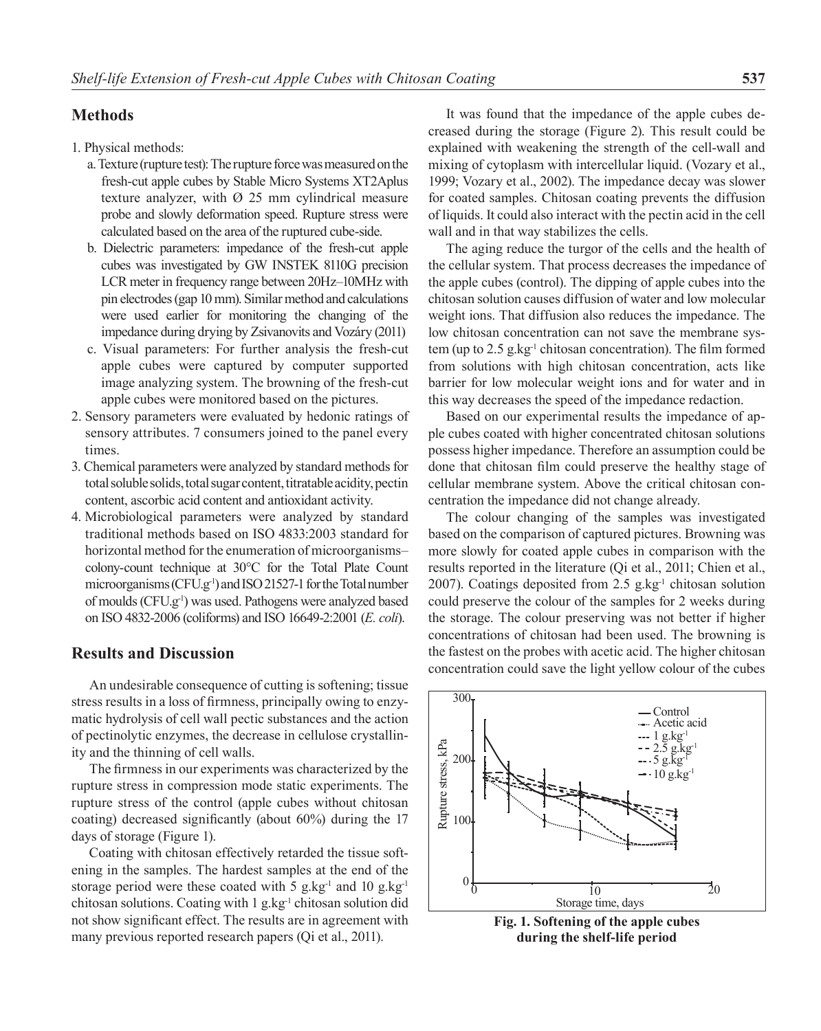## Methods

1. Physical methods:
   a. Texture (rupture test): The rupture force was measured on the fresh-cut apple cubes by Stable Micro Systems XT2Aplus texture analyzer, with Ø 25 mm cylindrical measure probe and slowly deformation speed. Rupture stress were calculated based on the area of the ruptured cube-side.
   b. Dielectric parameters: impedance of the fresh-cut apple cubes was investigated by GW INSTEK 8110G precision LCR meter in frequency range between 20Hz–10MHz with pin electrodes (gap 10 mm). Similar method and calculations were used earlier for monitoring the changing of the impedance during drying by Zsivanovits and Vozáry (2011)
   c. Visual parameters: For further analysis the fresh-cut apple cubes were captured by computer supported image analyzing system. The browning of the fresh-cut apple cubes were monitored based on the pictures.
2. Sensory parameters were evaluated by hedonic ratings of sensory attributes. 7 consumers joined to the panel every times.
3. Chemical parameters were analyzed by standard methods for total soluble solids, total sugar content, titratable acidity, pectin content, ascorbic acid content and antioxidant activity.
4. Microbiological parameters were analyzed by standard traditional methods based on ISO 4833:2003 standard for horizontal method for the enumeration of microorganisms–colony-count technique at 30°C for the Total Plate Count microorganisms ($CFU.g^{-1}$) and ISO 21527-1 for the Total number of moulds ($CFU.g^{-1}$) was used. Pathogens were analyzed based on ISO 4832-2006 (coliforms) and ISO 16649-2:2001 (*E. coli*).

## Results and Discussion

An undesirable consequence of cutting is softening; tissue stress results in a loss of firmness, principally owing to enzymatic hydrolysis of cell wall pectic substances and the action of pectinolytic enzymes, the decrease in cellulose crystallinity and the thinning of cell walls.

The firmness in our experiments was characterized by the rupture stress in compression mode static experiments. The rupture stress of the control (apple cubes without chitosan coating) decreased significantly (about 60%) during the 17 days of storage (Figure 1).

Coating with chitosan effectively retarded the tissue softening in the samples. The hardest samples at the end of the storage period were these coated with 5 $g.kg^{-1}$ and 10 $g.kg^{-1}$ chitosan solutions. Coating with 1 $g.kg^{-1}$ chitosan solution did not show significant effect. The results are in agreement with many previous reported research papers (Qi et al., 2011).

It was found that the impedance of the apple cubes decreased during the storage (Figure 2). This result could be explained with weakening the strength of the cell-wall and mixing of cytoplasm with intercellular liquid. (Vozary et al., 1999; Vozary et al., 2002). The impedance decay was slower for coated samples. Chitosan coating prevents the diffusion of liquids. It could also interact with the pectin acid in the cell wall and in that way stabilizes the cells.

The aging reduce the turgor of the cells and the health of the cellular system. That process decreases the impedance of the apple cubes (control). The dipping of apple cubes into the chitosan solution causes diffusion of water and low molecular weight ions. That diffusion also reduces the impedance. The low chitosan concentration can not save the membrane system (up to 2.5 $g.kg^{-1}$ chitosan concentration). The film formed from solutions with high chitosan concentration, acts like barrier for low molecular weight ions and for water and in this way decreases the speed of the impedance redaction.

Based on our experimental results the impedance of apple cubes coated with higher concentrated chitosan solutions possess higher impedance. Therefore an assumption could be done that chitosan film could preserve the healthy stage of cellular membrane system. Above the critical chitosan concentration the impedance did not change already.

The colour changing of the samples was investigated based on the comparison of captured pictures. Browning was more slowly for coated apple cubes in comparison with the results reported in the literature (Qi et al., 2011; Chien et al., 2007). Coatings deposited from 2.5 $g.kg^{-1}$ chitosan solution could preserve the colour of the samples for 2 weeks during the storage. The colour preserving was not better if higher concentrations of chitosan had been used. The browning is the fastest on the probes with acetic acid. The higher chitosan concentration could save the light yellow colour of the cubes

**Fig. 1. Softening of the apple cubes during the shelf-life period**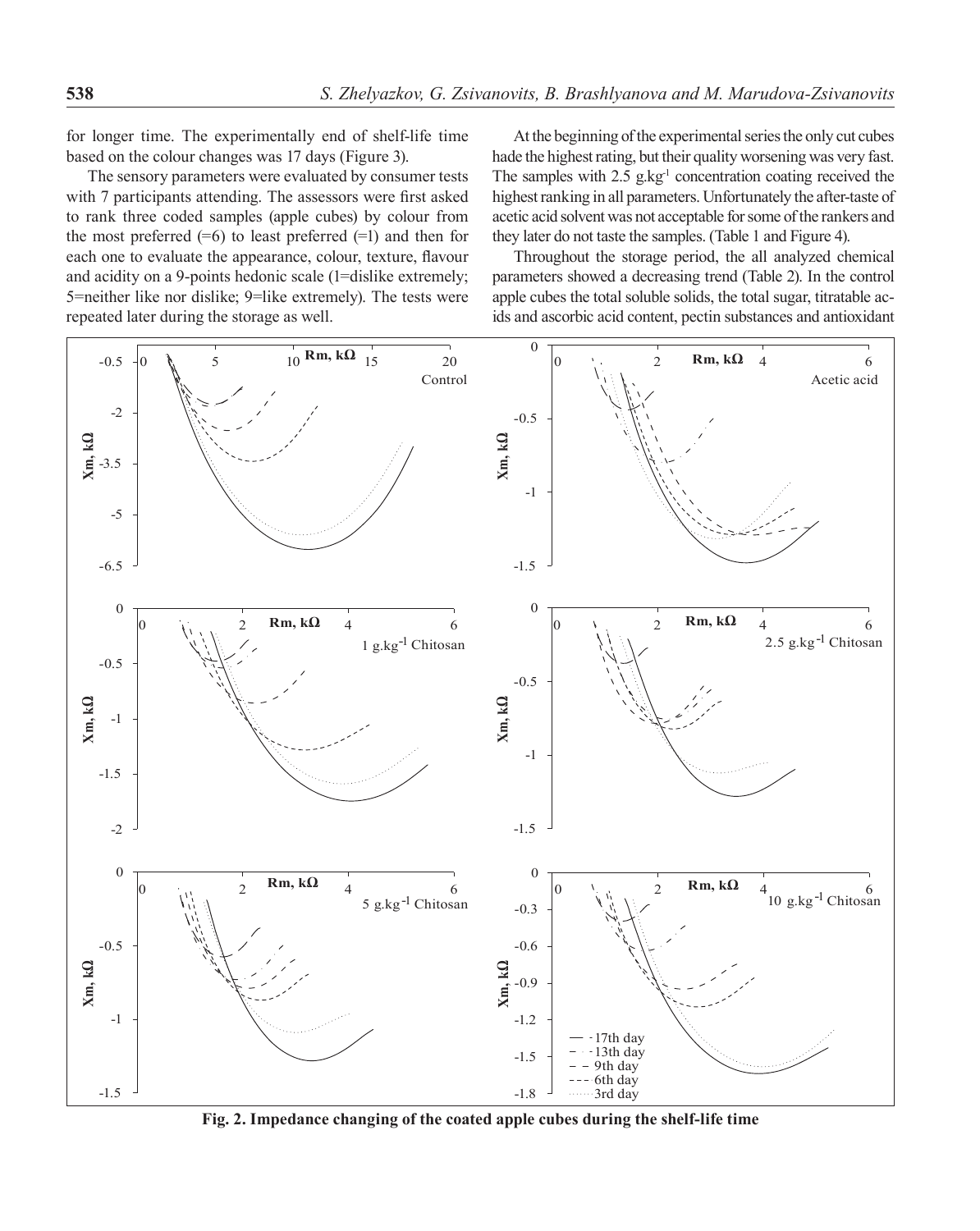for longer time. The experimentally end of shelf-life time based on the colour changes was 17 days (Figure 3).

The sensory parameters were evaluated by consumer tests with 7 participants attending. The assessors were first asked to rank three coded samples (apple cubes) by colour from the most preferred (=6) to least preferred (=1) and then for each one to evaluate the appearance, colour, texture, flavour and acidity on a 9-points hedonic scale (1=dislike extremely; 5=neither like nor dislike; 9=like extremely). The tests were repeated later during the storage as well.

At the beginning of the experimental series the only cut cubes hade the highest rating, but their quality worsening was very fast. The samples with 2.5 g.kg$^{-1}$ concentration coating received the highest ranking in all parameters. Unfortunately the after-taste of acetic acid solvent was not acceptable for some of the rankers and they later do not taste the samples. (Table 1 and Figure 4).

Throughout the storage period, the all analyzed chemical parameters showed a decreasing trend (Table 2). In the control apple cubes the total soluble solids, the total sugar, titratable acids and ascorbic acid content, pectin substances and antioxidant

**Fig. 2. Impedance changing of the coated apple cubes during the shelf-life time**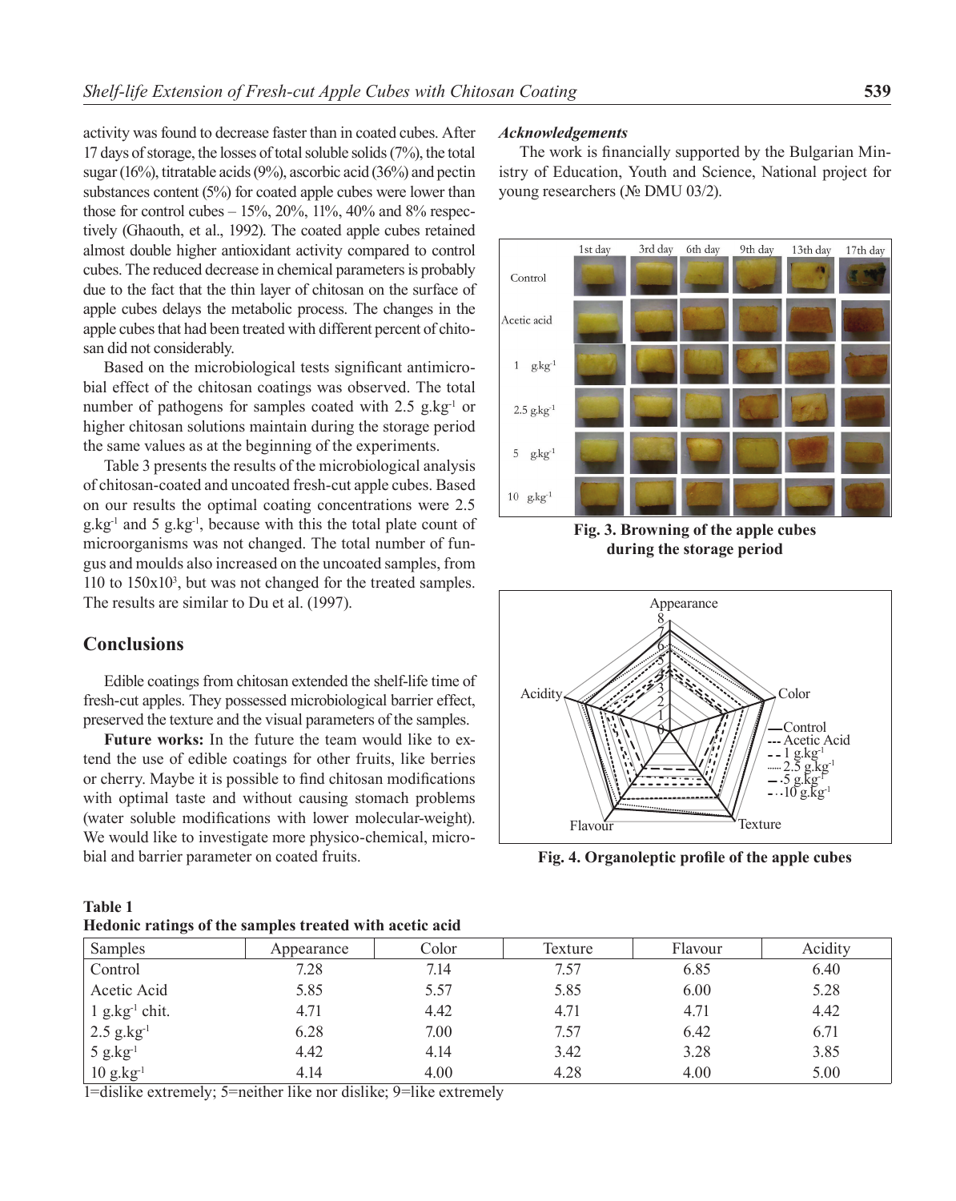activity was found to decrease faster than in coated cubes. After 17 days of storage, the losses of total soluble solids (7%), the total sugar (16%), titratable acids (9%), ascorbic acid (36%) and pectin substances content (5%) for coated apple cubes were lower than those for control cubes – 15%, 20%, 11%, 40% and 8% respectively (Ghaouth, et al., 1992). The coated apple cubes retained almost double higher antioxidant activity compared to control cubes. The reduced decrease in chemical parameters is probably due to the fact that the thin layer of chitosan on the surface of apple cubes delays the metabolic process. The changes in the apple cubes that had been treated with different percent of chitosan did not considerably.

Based on the microbiological tests significant antimicrobial effect of the chitosan coatings was observed. The total number of pathogens for samples coated with 2.5 g.kg$^{-1}$ or higher chitosan solutions maintain during the storage period the same values as at the beginning of the experiments.

Table 3 presents the results of the microbiological analysis of chitosan-coated and uncoated fresh-cut apple cubes. Based on our results the optimal coating concentrations were 2.5 g.kg$^{-1}$ and 5 g.kg$^{-1}$, because with this the total plate count of microorganisms was not changed. The total number of fungus and moulds also increased on the uncoated samples, from 110 to 150x10$^{3}$, but was not changed for the treated samples. The results are similar to Du et al. (1997).

## Conclusions

Edible coatings from chitosan extended the shelf-life time of fresh-cut apples. They possessed microbiological barrier effect, preserved the texture and the visual parameters of the samples.

**Future works:** In the future the team would like to extend the use of edible coatings for other fruits, like berries or cherry. Maybe it is possible to find chitosan modifications with optimal taste and without causing stomach problems (water soluble modifications with lower molecular-weight). We would like to investigate more physico-chemical, microbial and barrier parameter on coated fruits.

### *Acknowledgements*

The work is financially supported by the Bulgarian Ministry of Education, Youth and Science, National project for young researchers (№ DMU 03/2).

**Fig. 3. Browning of the apple cubes during the storage period**

**Fig. 4. Organoleptic profile of the apple cubes**

**Table 1**
**Hedonic ratings of the samples treated with acetic acid**

| Samples | Appearance | Color | Texture | Flavour | Acidity |
|---|---|---|---|---|---|
| Control | 7.28 | 7.14 | 7.57 | 6.85 | 6.40 |
| Acetic Acid | 5.85 | 5.57 | 5.85 | 6.00 | 5.28 |
| 1 g.kg$^{-1}$ chit. | 4.71 | 4.42 | 4.71 | 4.71 | 4.42 |
| 2.5 g.kg$^{-1}$ | 6.28 | 7.00 | 7.57 | 6.42 | 6.71 |
| 5 g.kg$^{-1}$ | 4.42 | 4.14 | 3.42 | 3.28 | 3.85 |
| 10 g.kg$^{-1}$ | 4.14 | 4.00 | 4.28 | 4.00 | 5.00 |

1=dislike extremely; 5=neither like nor dislike; 9=like extremely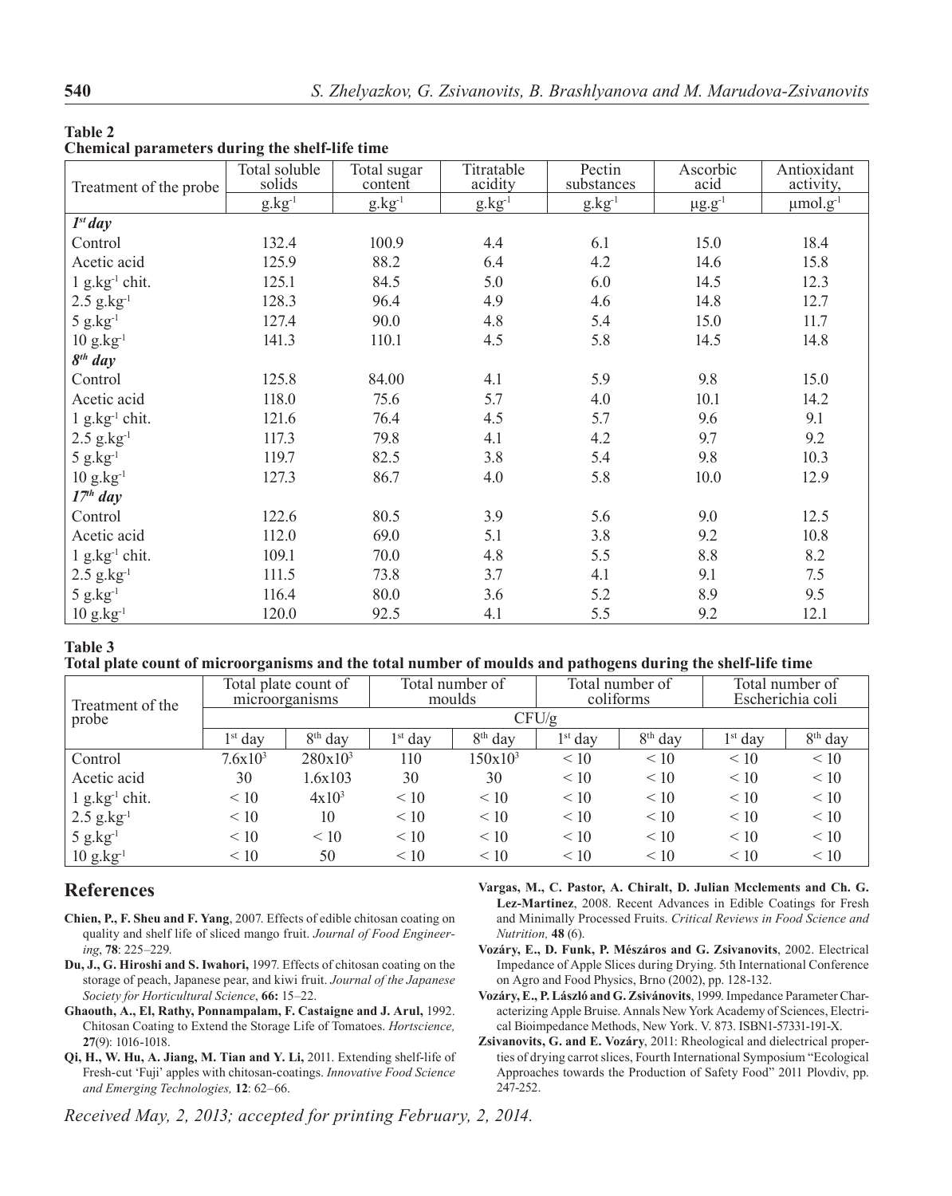**Table 2**
**Chemical parameters during the shelf-life time**

| Treatment of the probe | Total soluble solids | Total sugar content | Titratable acidity | Pectin substances | Ascorbic acid | Antioxidant activity, |
|---|---|---|---|---|---|---|
| | $g.kg^{-1}$ | $g.kg^{-1}$ | $g.kg^{-1}$ | $g.kg^{-1}$ | $\mu g.g^{-1}$ | $\mu mol.g^{-1}$ |
| ***1st day*** | | | | | | |
| Control | 132.4 | 100.9 | 4.4 | 6.1 | 15.0 | 18.4 |
| Acetic acid | 125.9 | 88.2 | 6.4 | 4.2 | 14.6 | 15.8 |
| 1 $g.kg^{-1}$ chit. | 125.1 | 84.5 | 5.0 | 6.0 | 14.5 | 12.3 |
| 2.5 $g.kg^{-1}$ | 128.3 | 96.4 | 4.9 | 4.6 | 14.8 | 12.7 |
| 5 $g.kg^{-1}$ | 127.4 | 90.0 | 4.8 | 5.4 | 15.0 | 11.7 |
| 10 $g.kg^{-1}$ | 141.3 | 110.1 | 4.5 | 5.8 | 14.5 | 14.8 |
| ***8th day*** | | | | | | |
| Control | 125.8 | 84.00 | 4.1 | 5.9 | 9.8 | 15.0 |
| Acetic acid | 118.0 | 75.6 | 5.7 | 4.0 | 10.1 | 14.2 |
| 1 $g.kg^{-1}$ chit. | 121.6 | 76.4 | 4.5 | 5.7 | 9.6 | 9.1 |
| 2.5 $g.kg^{-1}$ | 117.3 | 79.8 | 4.1 | 4.2 | 9.7 | 9.2 |
| 5 $g.kg^{-1}$ | 119.7 | 82.5 | 3.8 | 5.4 | 9.8 | 10.3 |
| 10 $g.kg^{-1}$ | 127.3 | 86.7 | 4.0 | 5.8 | 10.0 | 12.9 |
| ***17th day*** | | | | | | |
| Control | 122.6 | 80.5 | 3.9 | 5.6 | 9.0 | 12.5 |
| Acetic acid | 112.0 | 69.0 | 5.1 | 3.8 | 9.2 | 10.8 |
| 1 $g.kg^{-1}$ chit. | 109.1 | 70.0 | 4.8 | 5.5 | 8.8 | 8.2 |
| 2.5 $g.kg^{-1}$ | 111.5 | 73.8 | 3.7 | 4.1 | 9.1 | 7.5 |
| 5 $g.kg^{-1}$ | 116.4 | 80.0 | 3.6 | 5.2 | 8.9 | 9.5 |
| 10 $g.kg^{-1}$ | 120.0 | 92.5 | 4.1 | 5.5 | 9.2 | 12.1 |

**Table 3**
**Total plate count of microorganisms and the total number of moulds and pathogens during the shelf-life time**

| Treatment of the probe | Total plate count of microorganisms | | Total number of moulds | | Total number of coliforms | | Total number of Escherichia coli | |
|---|---|---|---|---|---|---|---|---|
| | CFU/g | | | | | | | |
| | 1st day | 8th day | 1st day | 8th day | 1st day | 8th day | 1st day | 8th day |
| Control | $7.6x10^3$ | $280x10^3$ | 110 | $150x10^3$ | < 10 | < 10 | < 10 | < 10 |
| Acetic acid | 30 | 1.6x103 | 30 | 30 | < 10 | < 10 | < 10 | < 10 |
| 1 $g.kg^{-1}$ chit. | < 10 | $4x10^3$ | < 10 | < 10 | < 10 | < 10 | < 10 | < 10 |
| 2.5 $g.kg^{-1}$ | < 10 | 10 | < 10 | < 10 | < 10 | < 10 | < 10 | < 10 |
| 5 $g.kg^{-1}$ | < 10 | < 10 | < 10 | < 10 | < 10 | < 10 | < 10 | < 10 |
| 10 $g.kg^{-1}$ | < 10 | 50 | < 10 | < 10 | < 10 | < 10 | < 10 | < 10 |

## References

**Chien, P., F. Sheu and F. Yang**, 2007. Effects of edible chitosan coating on quality and shelf life of sliced mango fruit. *Journal of Food Engineering*, **78**: 225–229.

**Du, J., G. Hiroshi and S. Iwahori,** 1997. Effects of chitosan coating on the storage of peach, Japanese pear, and kiwi fruit. *Journal of the Japanese Society for Horticultural Science*, **66:** 15–22.

**Ghaouth, A., El, Rathy, Ponnampalam, F. Castaigne and J. Arul,** 1992. Chitosan Coating to Extend the Storage Life of Tomatoes. *Hortscience,* **27**(9): 1016-1018.

**Qi, H., W. Hu, A. Jiang, M. Tian and Y. Li,** 2011. Extending shelf-life of Fresh-cut 'Fuji' apples with chitosan-coatings. *Innovative Food Science and Emerging Technologies,* **12**: 62–66.

**Vargas, M., C. Pastor, A. Chiralt, D. Julian Mcclements and Ch. G. Lez-Martinez**, 2008. Recent Advances in Edible Coatings for Fresh and Minimally Processed Fruits. *Critical Reviews in Food Science and Nutrition,* **48** (6).

**Vozáry, E., D. Funk, P. Mészáros and G. Zsivanovits**, 2002. Electrical Impedance of Apple Slices during Drying. 5th International Conference on Agro and Food Physics, Brno (2002), pp. 128-132.

**Vozáry, E., P. László and G. Zsivánovits**, 1999. Impedance Parameter Characterizing Apple Bruise. Annals New York Academy of Sciences, Electrical Bioimpedance Methods, New York. V. 873. ISBN1-57331-191-X.

**Zsivanovits, G. and E. Vozáry**, 2011: Rheological and dielectrical properties of drying carrot slices, Fourth International Symposium "Ecological Approaches towards the Production of Safety Food" 2011 Plovdiv, pp. 247-252.

*Received May, 2, 2013; accepted for printing February, 2, 2014.*